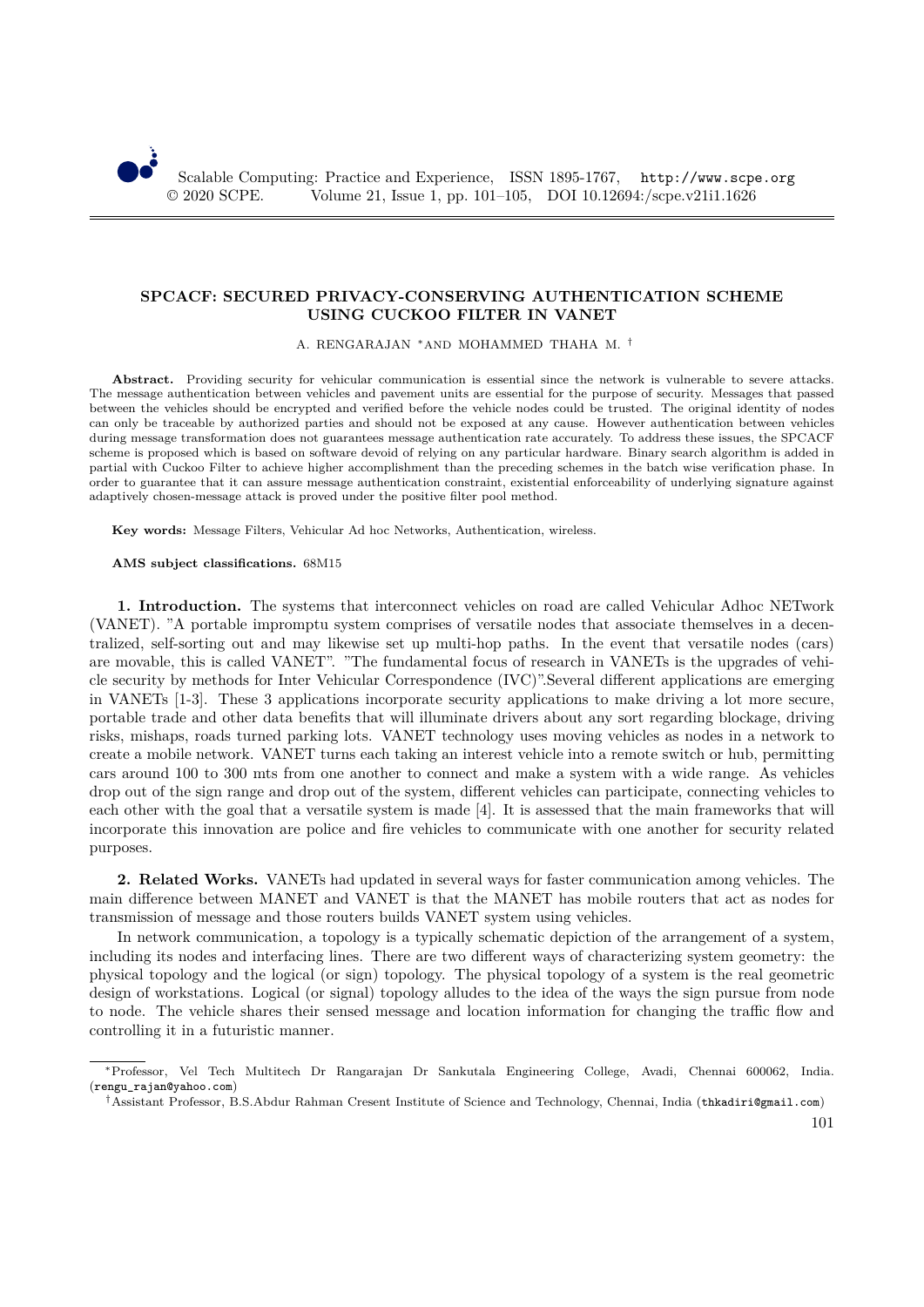# SPCACF: SECURED PRIVACY-CONSERVING AUTHENTICATION SCHEME USING CUCKOO FILTER IN VANET

A. RENGARAJAN *AND MOHAMMED THAHA M. †

**Abstract.** Providing security for vehicular communication is essential since the network is vulnerable to severe attacks. The message authentication between vehicles and pavement units are essential for the purpose of security. Messages that passed between the vehicles should be encrypted and verified before the vehicle nodes could be trusted. The original identity of nodes can only be traceable by authorized parties and should not be exposed at any cause. However authentication between vehicles during message transformation does not guarantees message authentication rate accurately. To address these issues, the SPCACF scheme is proposed which is based on software devoid of relying on any particular hardware. Binary search algorithm is added in partial with Cuckoo Filter to achieve higher accomplishment than the preceding schemes in the batch wise verification phase. In order to guarantee that it can assure message authentication constraint, existential enforceability of underlying signature against adaptively chosen-message attack is proved under the positive filter pool method.

**Key words:** Message Filters, Vehicular Ad hoc Networks, Authentication, wireless.

**AMS subject classifications.** 68M15

## 1. Introduction.

The systems that interconnect vehicles on road are called Vehicular Adhoc NETwork (VANET). "A portable impromptu system comprises of versatile nodes that associate themselves in a decentralized, self-sorting out and may likewise set up multi-hop paths. In the event that versatile nodes (cars) are movable, this is called VANET". "The fundamental focus of research in VANETs is the upgrades of vehicle security by methods for Inter Vehicular Correspondence (IVC)".Several different applications are emerging in VANETs [1-3]. These 3 applications incorporate security applications to make driving a lot more secure, portable trade and other data benefits that will illuminate drivers about any sort regarding blockage, driving risks, mishaps, roads turned parking lots. VANET technology uses moving vehicles as nodes in a network to create a mobile network. VANET turns each taking an interest vehicle into a remote switch or hub, permitting cars around 100 to 300 mts from one another to connect and make a system with a wide range. As vehicles drop out of the sign range and drop out of the system, different vehicles can participate, connecting vehicles to each other with the goal that a versatile system is made [4]. It is assessed that the main frameworks that will incorporate this innovation are police and fire vehicles to communicate with one another for security related purposes.

## 2. Related Works.

VANETs had updated in several ways for faster communication among vehicles. The main difference between MANET and VANET is that the MANET has mobile routers that act as nodes for transmission of message and those routers builds VANET system using vehicles.

In network communication, a topology is a typically schematic depiction of the arrangement of a system, including its nodes and interfacing lines. There are two different ways of characterizing system geometry: the physical topology and the logical (or sign) topology. The physical topology of a system is the real geometric design of workstations. Logical (or signal) topology alludes to the idea of the ways the sign pursue from node to node. The vehicle shares their sensed message and location information for changing the traffic flow and controlling it in a futuristic manner.

---

*Professor, Vel Tech Multitech Dr Rangarajan Dr Sankutala Engineering College, Avadi, Chennai 600062, India. (rengu_rajan@yahoo.com)

†Assistant Professor, B.S.Abdur Rahman Cresent Institute of Science and Technology, Chennai, India (thkadiri@gmail.com)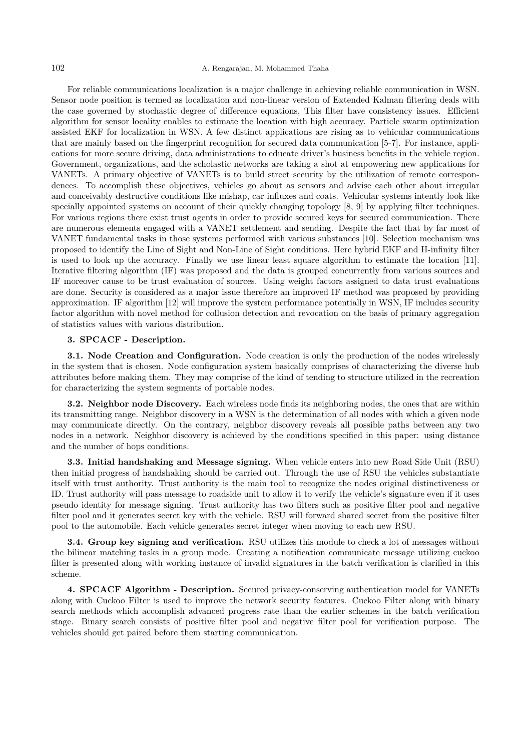For reliable communications localization is a major challenge in achieving reliable communication in WSN. Sensor node position is termed as localization and non-linear version of Extended Kalman filtering deals with the case governed by stochastic degree of difference equations, This filter have consistency issues. Efficient algorithm for sensor locality enables to estimate the location with high accuracy. Particle swarm optimization assisted EKF for localization in WSN. A few distinct applications are rising as to vehicular communications that are mainly based on the fingerprint recognition for secured data communication [5-7]. For instance, applications for more secure driving, data administrations to educate driver's business benefits in the vehicle region. Government, organizations, and the scholastic networks are taking a shot at empowering new applications for VANETs. A primary objective of VANETs is to build street security by the utilization of remote correspondences. To accomplish these objectives, vehicles go about as sensors and advise each other about irregular and conceivably destructive conditions like mishap, car influxes and coats. Vehicular systems intently look like specially appointed systems on account of their quickly changing topology [8, 9] by applying filter techniques. For various regions there exist trust agents in order to provide secured keys for secured communication. There are numerous elements engaged with a VANET settlement and sending. Despite the fact that by far most of VANET fundamental tasks in those systems performed with various substances [10]. Selection mechanism was proposed to identify the Line of Sight and Non-Line of Sight conditions. Here hybrid EKF and H-infinity filter is used to look up the accuracy. Finally we use linear least square algorithm to estimate the location [11]. Iterative filtering algorithm (IF) was proposed and the data is grouped concurrently from various sources and IF moreover cause to be trust evaluation of sources. Using weight factors assigned to data trust evaluations are done. Security is considered as a major issue therefore an improved IF method was proposed by providing approximation. IF algorithm [12] will improve the system performance potentially in WSN, IF includes security factor algorithm with novel method for collusion detection and revocation on the basis of primary aggregation of statistics values with various distribution.

## 3. SPCACF - Description.

**3.1. Node Creation and Configuration.** Node creation is only the production of the nodes wirelessly in the system that is chosen. Node configuration system basically comprises of characterizing the diverse hub attributes before making them. They may comprise of the kind of tending to structure utilized in the recreation for characterizing the system segments of portable nodes.

**3.2. Neighbor node Discovery.** Each wireless node finds its neighboring nodes, the ones that are within its transmitting range. Neighbor discovery in a WSN is the determination of all nodes with which a given node may communicate directly. On the contrary, neighbor discovery reveals all possible paths between any two nodes in a network. Neighbor discovery is achieved by the conditions specified in this paper: using distance and the number of hops conditions.

**3.3. Initial handshaking and Message signing.** When vehicle enters into new Road Side Unit (RSU) then initial progress of handshaking should be carried out. Through the use of RSU the vehicles substantiate itself with trust authority. Trust authority is the main tool to recognize the nodes original distinctiveness or ID. Trust authority will pass message to roadside unit to allow it to verify the vehicle's signature even if it uses pseudo identity for message signing. Trust authority has two filters such as positive filter pool and negative filter pool and it generates secret key with the vehicle. RSU will forward shared secret from the positive filter pool to the automobile. Each vehicle generates secret integer when moving to each new RSU.

**3.4. Group key signing and verification.** RSU utilizes this module to check a lot of messages without the bilinear matching tasks in a group mode. Creating a notification communicate message utilizing cuckoo filter is presented along with working instance of invalid signatures in the batch verification is clarified in this scheme.

## 4. SPCACF Algorithm - Description.

Secured privacy-conserving authentication model for VANETs along with Cuckoo Filter is used to improve the network security features. Cuckoo Filter along with binary search methods which accomplish advanced progress rate than the earlier schemes in the batch verification stage. Binary search consists of positive filter pool and negative filter pool for verification purpose. The vehicles should get paired before them starting communication.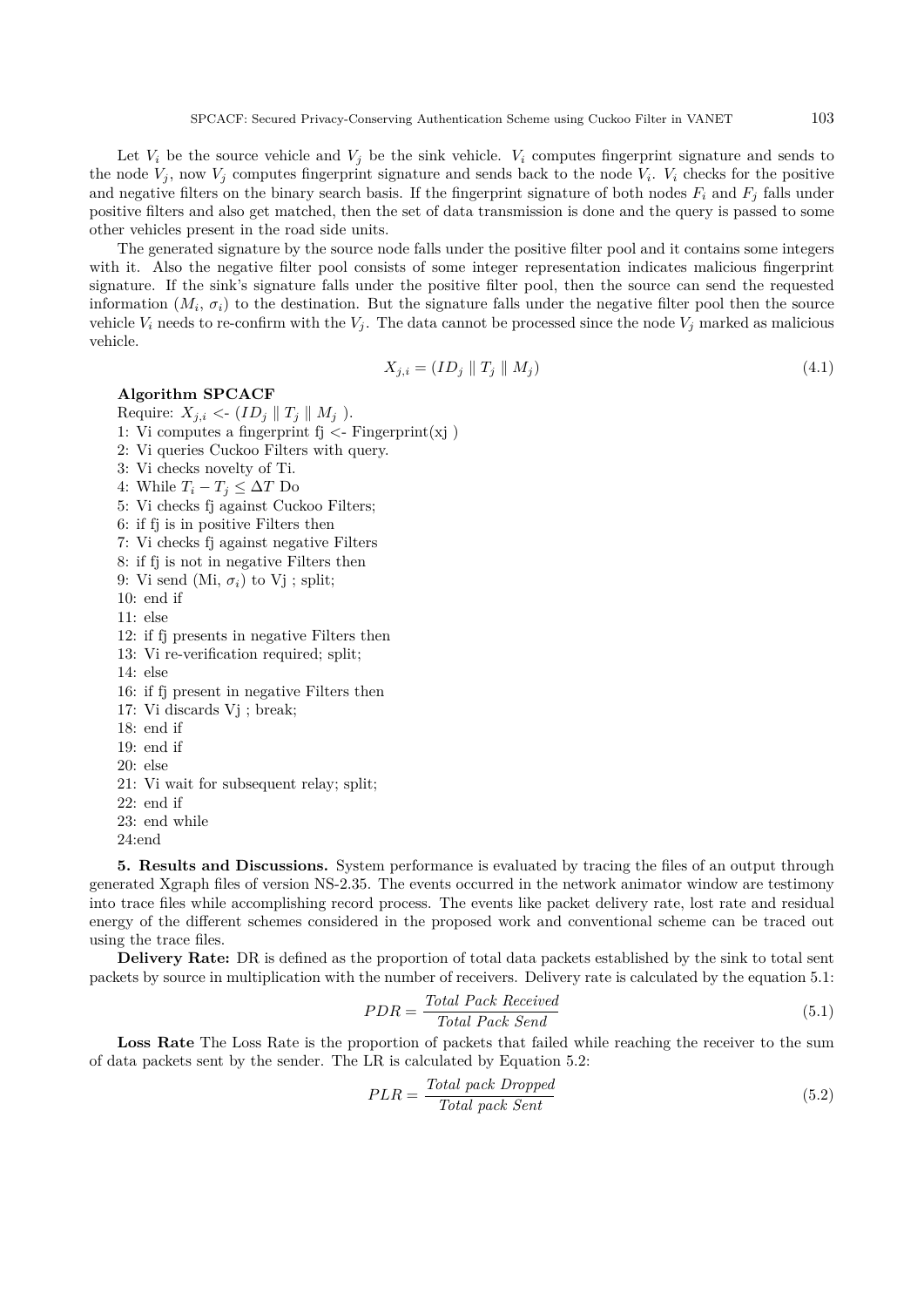Let $V_i$ be the source vehicle and $V_j$ be the sink vehicle. $V_i$ computes fingerprint signature and sends to the node $V_j$, now $V_j$ computes fingerprint signature and sends back to the node $V_i$. $V_i$ checks for the positive and negative filters on the binary search basis. If the fingerprint signature of both nodes $F_i$ and $F_j$ falls under positive filters and also get matched, then the set of data transmission is done and the query is passed to some other vehicles present in the road side units.

The generated signature by the source node falls under the positive filter pool and it contains some integers with it. Also the negative filter pool consists of some integer representation indicates malicious fingerprint signature. If the sink's signature falls under the positive filter pool, then the source can send the requested information ($M_i$, $\sigma_i$) to the destination. But the signature falls under the negative filter pool then the source vehicle $V_i$ needs to re-confirm with the $V_j$. The data cannot be processed since the node $V_j$ marked as malicious vehicle.

$$X_{j,i} = (ID_j \parallel T_j \parallel M_j) \tag{4.1}$$

**Algorithm SPCACF**

Require: $X_{j,i}$ <- ($ID_j \parallel T_j \parallel M_j$ ).
1: Vi computes a fingerprint fj <- Fingerprint(xj )
2: Vi queries Cuckoo Filters with query.
3: Vi checks novelty of Ti.
4: While $T_i - T_j \leq \Delta T$ Do
5: Vi checks fj against Cuckoo Filters;
6: if fj is in positive Filters then
7: Vi checks fj against negative Filters
8: if fj is not in negative Filters then
9: Vi send (Mi, $\sigma_i$) to Vj ; split;
10: end if
11: else
12: if fj presents in negative Filters then
13: Vi re-verification required; split;
14: else
16: if fj present in negative Filters then
17: Vi discards Vj ; break;
18: end if
19: end if
20: else
21: Vi wait for subsequent relay; split;
22: end if
23: end while
24:end

**5. Results and Discussions.** System performance is evaluated by tracing the files of an output through generated Xgraph files of version NS-2.35. The events occurred in the network animator window are testimony into trace files while accomplishing record process. The events like packet delivery rate, lost rate and residual energy of the different schemes considered in the proposed work and conventional scheme can be traced out using the trace files.

**Delivery Rate:** DR is defined as the proportion of total data packets established by the sink to total sent packets by source in multiplication with the number of receivers. Delivery rate is calculated by the equation 5.1:

$$PDR = \frac{Total\ Pack\ Received}{Total\ Pack\ Send} \tag{5.1}$$

**Loss Rate** The Loss Rate is the proportion of packets that failed while reaching the receiver to the sum of data packets sent by the sender. The LR is calculated by Equation 5.2:

$$PLR = \frac{Total\ pack\ Dropped}{Total\ pack\ Sent} \tag{5.2}$$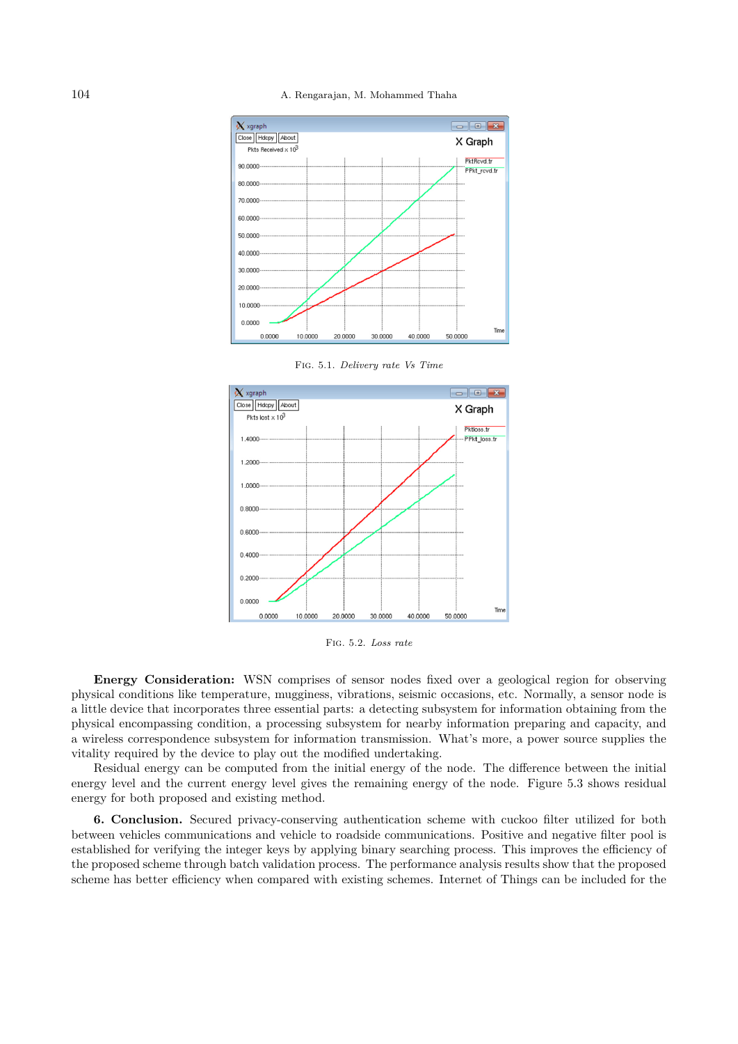FIG. 5.1. *Delivery rate Vs Time*

FIG. 5.2. *Loss rate*

**Energy Consideration:** WSN comprises of sensor nodes fixed over a geological region for observing physical conditions like temperature, mugginess, vibrations, seismic occasions, etc. Normally, a sensor node is a little device that incorporates three essential parts: a detecting subsystem for information obtaining from the physical encompassing condition, a processing subsystem for nearby information preparing and capacity, and a wireless correspondence subsystem for information transmission. What's more, a power source supplies the vitality required by the device to play out the modified undertaking.

Residual energy can be computed from the initial energy of the node. The difference between the initial energy level and the current energy level gives the remaining energy of the node. Figure 5.3 shows residual energy for both proposed and existing method.

**6. Conclusion.** Secured privacy-conserving authentication scheme with cuckoo filter utilized for both between vehicles communications and vehicle to roadside communications. Positive and negative filter pool is established for verifying the integer keys by applying binary searching process. This improves the efficiency of the proposed scheme through batch validation process. The performance analysis results show that the proposed scheme has better efficiency when compared with existing schemes. Internet of Things can be included for the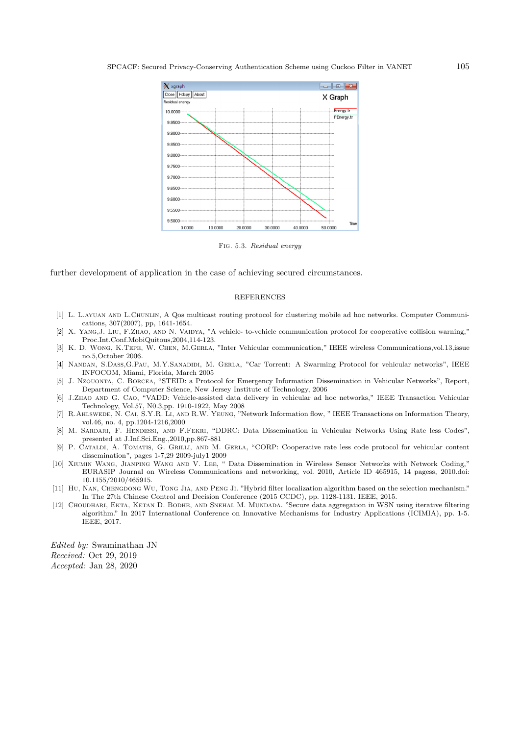xgraph

Close Hdcpy About

X Graph

Residual energy

Energy.tr

PEnergy.tr

10.0000
9.9500
9.9000
9.8500
9.8000
9.7500
9.7000
9.6500
9.6000
9.5500
9.5000

0.0000 10.0000 20.0000 30.0000 40.0000 50.0000

Time

Fig. 5.3. *Residual energy*

further development of application in the case of achieving secured circumstances.

## REFERENCES

[1] L. L.ayuan and L.Chunlin, A Qos multicast routing protocol for clustering mobile ad hoc networks. Computer Communications, 307(2007), pp, 1641-1654.

[2] X. Yang,J. Liu, F.Zhao, and N. Vaidya, "A vehicle- to-vehicle communication protocol for cooperative collision warning," Proc.Int.Conf.MobiQuitous,2004,114-123.

[3] K. D. Wong, K.Tepe, W. Chen, M.Gerla, "Inter Vehicular communication," IEEE wireless Communications,vol.13,issue no.5,October 2006.

[4] Nandan, S.Dass,G.Pau, M.Y.Sanadidi, M. Gerla, "Car Torrent: A Swarming Protocol for vehicular networks", IEEE INFOCOM, Miami, Florida, March 2005

[5] J. Nzouonta, C. Borcea, "STEID: a Protocol for Emergency Information Dissemination in Vehicular Networks", Report, Department of Computer Science, New Jersey Institute of Technology, 2006

[6] J.Zhao and G. Cao, "VADD: Vehicle-assisted data delivery in vehicular ad hoc networks," IEEE Transaction Vehicular Technology, Vol.57, N0.3,pp. 1910-1922, May 2008

[7] R.Ahlswede, N. Cai, S.Y.R. Li, and R.W. Yeung, "Network Information flow, " IEEE Transactions on Information Theory, vol.46, no. 4, pp.1204-1216,2000

[8] M. Sardari, F. Hendessi, and F.Fekri, "DDRC: Data Dissemination in Vehicular Networks Using Rate less Codes", presented at J.Inf.Sci.Eng.,2010,pp.867-881

[9] P. Cataldi, A. Tomatis, G. Grilli, and M. Gerla, "CORP: Cooperative rate less code protocol for vehicular content dissemination", pages 1-7,29 2009-july1 2009

[10] Xiumin Wang, Jianping Wang and V. Lee, " Data Dissemination in Wireless Sensor Networks with Network Coding," EURASIP Journal on Wireless Communications and networking, vol. 2010, Article ID 465915, 14 pagess, 2010.doi: 10.1155/2010/465915.

[11] Hu, Nan, Chengdong Wu, Tong Jia, and Peng Ji. "Hybrid filter localization algorithm based on the selection mechanism." In The 27th Chinese Control and Decision Conference (2015 CCDC), pp. 1128-1131. IEEE, 2015.

[12] Choudhari, Ekta, Ketan D. Bodhe, and Snehal M. Mundada. "Secure data aggregation in WSN using iterative filtering algorithm." In 2017 International Conference on Innovative Mechanisms for Industry Applications (ICIMIA), pp. 1-5. IEEE, 2017.

*Edited by:* Swaminathan JN
*Received:* Oct 29, 2019
*Accepted:* Jan 28, 2020